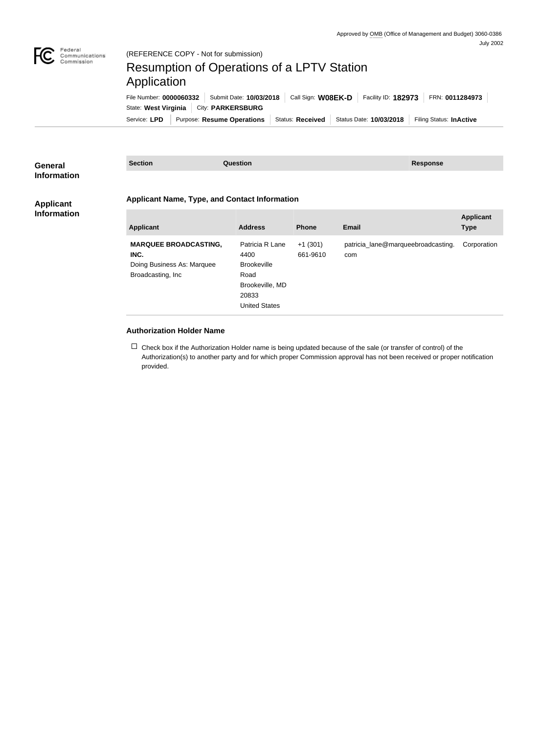Approved by OMB (Office of Management and Budget) 3060-0386
July 2002

Federal Communications Commission

(REFERENCE COPY - Not for submission)

# Resumption of Operations of a LPTV Station Application

File Number: **0000060332** | Submit Date: **10/03/2018** | Call Sign: **W08EK-D** | Facility ID: **182973** | FRN: **0011284973**
State: **West Virginia** | City: **PARKERSBURG**
Service: **LPD** | Purpose: **Resume Operations** | Status: **Received** | Status Date: **10/03/2018** | Filing Status: **InActive**

## General Information

| Section | Question | Response |
|---|---|---|

## Applicant Information

### Applicant Name, Type, and Contact Information

| Applicant | Address | Phone | Email | Applicant Type |
|---|---|---|---|---|
| **MARQUEE BROADCASTING, INC.** Doing Business As: Marquee Broadcasting, Inc | Patricia R Lane 4400 Brookeville Road Brookeville, MD 20833 United States | +1 (301) 661-9610 | patricia_lane@marqueebroadcasting.com | Corporation |

### Authorization Holder Name

☐ Check box if the Authorization Holder name is being updated because of the sale (or transfer of control) of the Authorization(s) to another party and for which proper Commission approval has not been received or proper notification provided.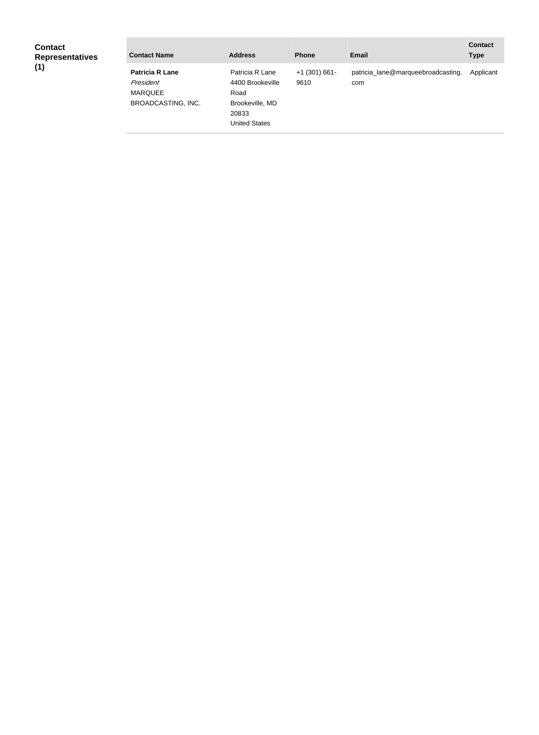**Contact Representatives (1)**

| Contact Name | Address | Phone | Email | Contact Type |
|---|---|---|---|---|
| **Patricia R Lane**<br>*President*<br>MARQUEE BROADCASTING, INC. | Patricia R Lane<br>4400 Brookeville Road<br>Brookeville, MD 20833<br>United States | +1 (301) 661-9610 | patricia_lane@marqueebroadcasting.com | Applicant |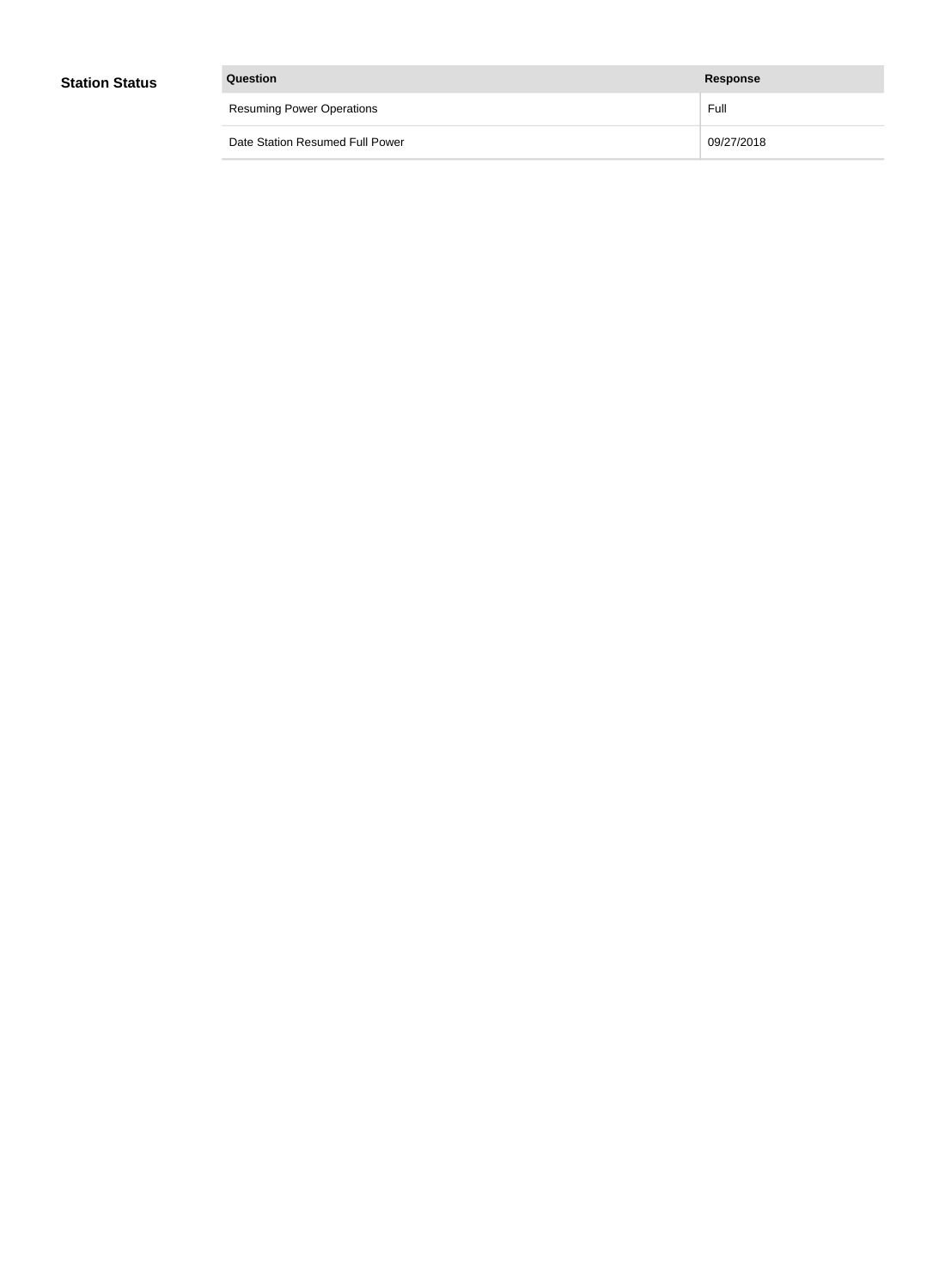## Station Status

| Question | Response |
|---|---|
| Resuming Power Operations | Full |
| Date Station Resumed Full Power | 09/27/2018 |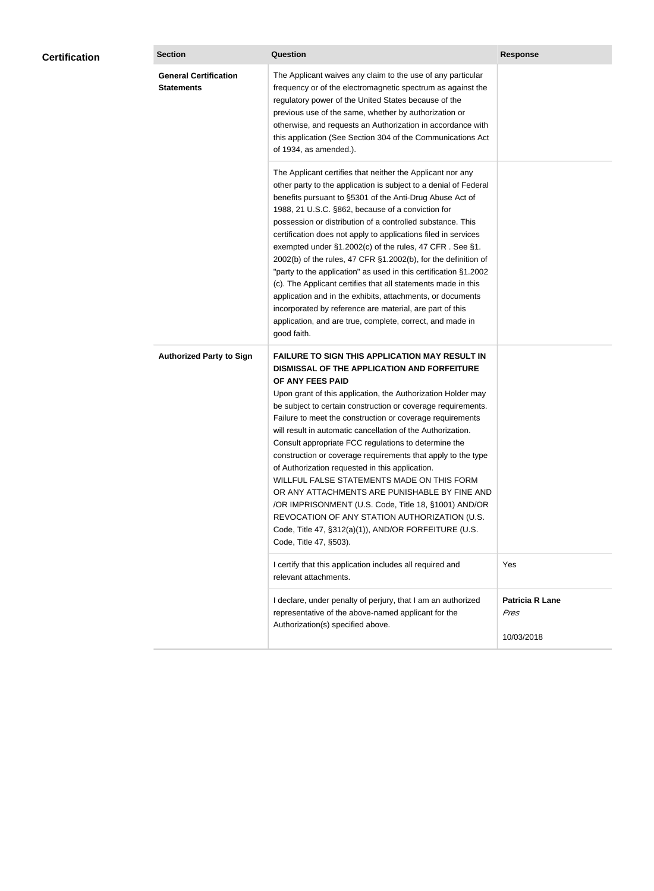## Certification

| Section | Question | Response |
|---|---|---|
| **General Certification Statements** | The Applicant waives any claim to the use of any particular frequency or of the electromagnetic spectrum as against the regulatory power of the United States because of the previous use of the same, whether by authorization or otherwise, and requests an Authorization in accordance with this application (See Section 304 of the Communications Act of 1934, as amended.). | |
| | The Applicant certifies that neither the Applicant nor any other party to the application is subject to a denial of Federal benefits pursuant to §5301 of the Anti-Drug Abuse Act of 1988, 21 U.S.C. §862, because of a conviction for possession or distribution of a controlled substance. This certification does not apply to applications filed in services exempted under §1.2002(c) of the rules, 47 CFR . See §1.2002(b) of the rules, 47 CFR §1.2002(b), for the definition of "party to the application" as used in this certification §1.2002(c). The Applicant certifies that all statements made in this application and in the exhibits, attachments, or documents incorporated by reference are material, are part of this application, and are true, complete, correct, and made in good faith. | |
| **Authorized Party to Sign** | **FAILURE TO SIGN THIS APPLICATION MAY RESULT IN DISMISSAL OF THE APPLICATION AND FORFEITURE OF ANY FEES PAID** Upon grant of this application, the Authorization Holder may be subject to certain construction or coverage requirements. Failure to meet the construction or coverage requirements will result in automatic cancellation of the Authorization. Consult appropriate FCC regulations to determine the construction or coverage requirements that apply to the type of Authorization requested in this application. WILLFUL FALSE STATEMENTS MADE ON THIS FORM OR ANY ATTACHMENTS ARE PUNISHABLE BY FINE AND /OR IMPRISONMENT (U.S. Code, Title 18, §1001) AND/OR REVOCATION OF ANY STATION AUTHORIZATION (U.S. Code, Title 47, §312(a)(1)), AND/OR FORFEITURE (U.S. Code, Title 47, §503). | |
| | I certify that this application includes all required and relevant attachments. | Yes |
| | I declare, under penalty of perjury, that I am an authorized representative of the above-named applicant for the Authorization(s) specified above. | **Patricia R Lane** *Pres* 10/03/2018 |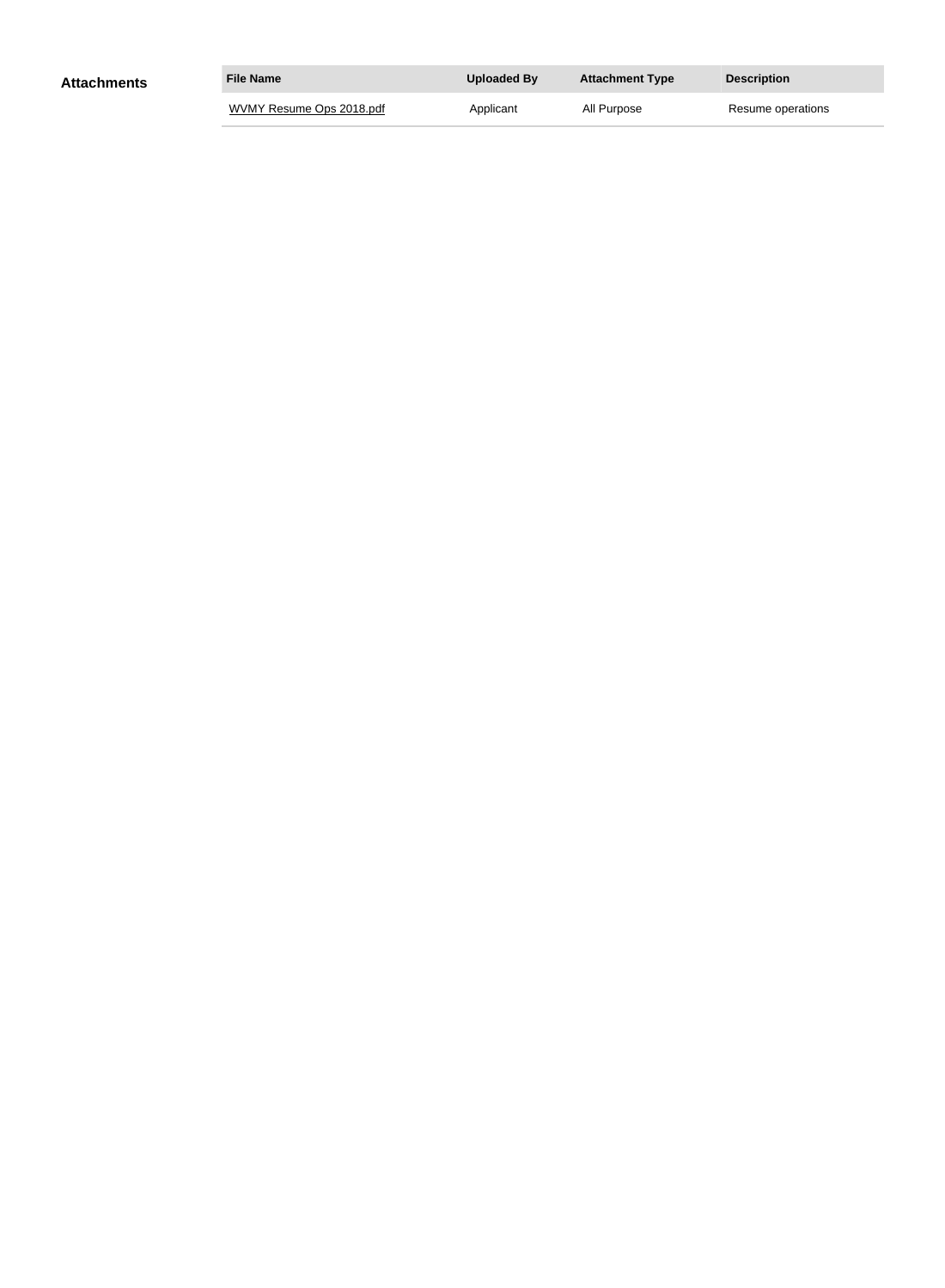## Attachments

| File Name | Uploaded By | Attachment Type | Description |
| --- | --- | --- | --- |
| WVMY Resume Ops 2018.pdf | Applicant | All Purpose | Resume operations |